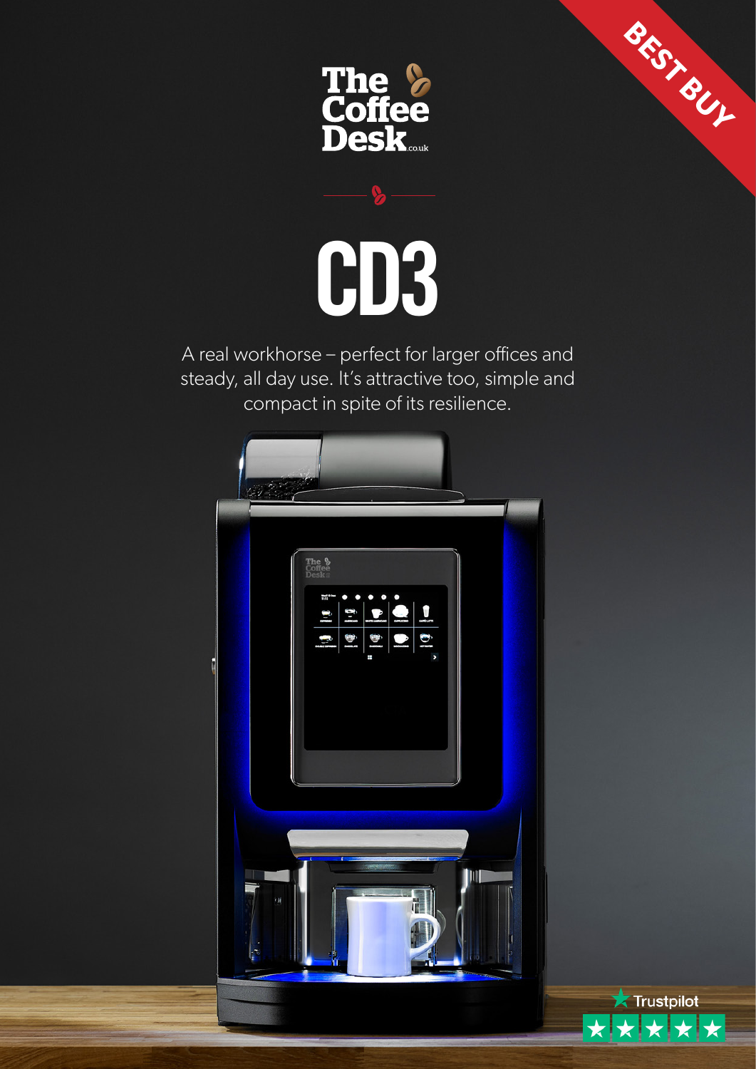The Coffee Desk.co.uk

BEST BUY

# CD3

A real workhorse – perfect for larger offices and steady, all day use. It's attractive too, simple and compact in spite of its resilience.

Trustpilot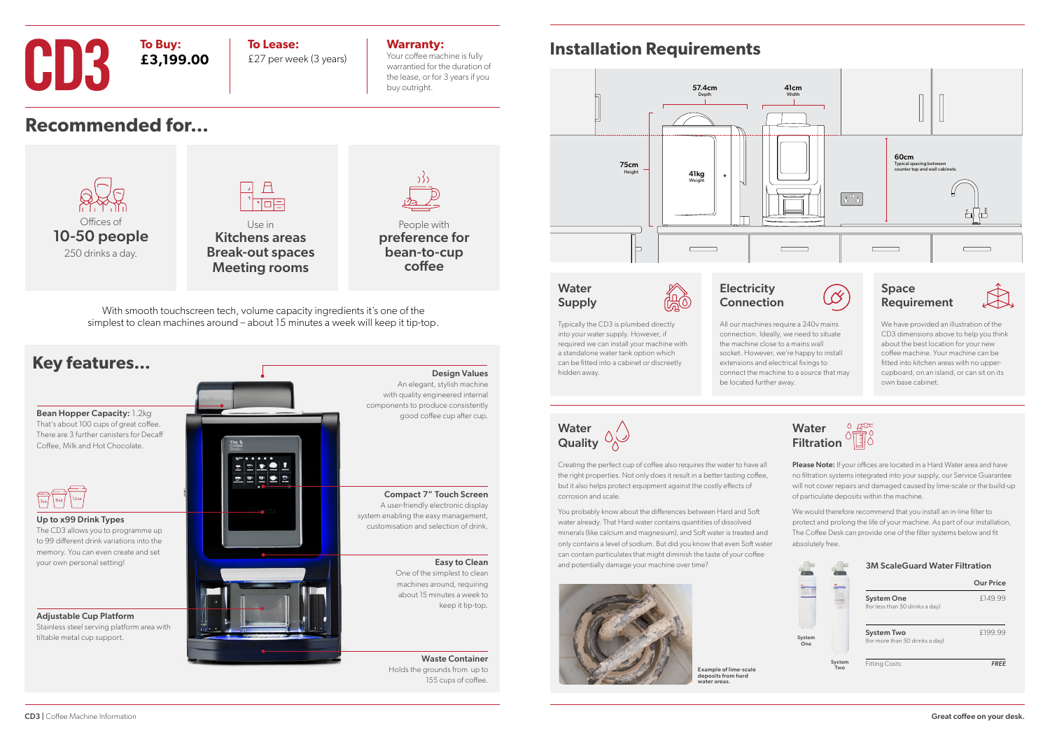# CD3

**To Buy:**
**£3,199.00**

**To Lease:**
£27 per week (3 years)

**Warranty:**
Your coffee machine is fully warrantied for the duration of the lease, or for 3 years if you buy outright.

## Recommended for...

Offices of
**10-50 people**
250 drinks a day.

Use in
**Kitchens areas**
**Break-out spaces**
**Meeting rooms**

People with
**preference for bean-to-cup coffee**

With smooth touchscreen tech, volume capacity ingredients it's one of the simplest to clean machines around – about 15 minutes a week will keep it tip-top.

## Key features...

**Bean Hopper Capacity:** 1.2kg
That's about 100 cups of great coffee. There are 3 further canisters for Decaff Coffee, Milk and Hot Chocolate.

**Up to x99 Drink Types**
The CD3 allows you to programme up to 99 different drink variations into the memory. You can even create and set your own personal setting!

**Adjustable Cup Platform**
Stainless steel serving platform area with tiltable metal cup support.

**Design Values**
An elegant, stylish machine with quality engineered internal components to produce consistently good coffee cup after cup.

**Compact 7" Touch Screen**
A user-friendly electronic display system enabling the easy management, customisation and selection of drink.

**Easy to Clean**
One of the simplest to clean machines around, requiring about 15 minutes a week to keep it tip-top.

**Waste Container**
Holds the grounds from up to 155 cups of coffee.

## Installation Requirements

57.4cm Depth
41cm Width
75cm Height
41kg Weight
60cm Typical spacing between counter top and wall cabinets.

### Water Supply

Typically the CD3 is plumbed directly into your water supply. However, if required we can install your machine with a standalone water tank option which can be fitted into a cabinet or discreetly hidden away.

### Electricity Connection

All our machines require a 240v mains connection. Ideally, we need to situate the machine close to a mains wall socket. However, we're happy to install extensions and electrical fixings to connect the machine to a source that may be located further away.

### Space Requirement

We have provided an illustration of the CD3 dimensions above to help you think about the best location for your new coffee machine. Your machine can be fitted into kitchen areas with no upper-cupboard, on an island, or can sit on its own base cabinet.

### Water Quality

Creating the perfect cup of coffee also requires the water to have all the right properties. Not only does it result in a better tasting coffee, but it also helps protect equipment against the costly effects of corrosion and scale.

You probably know about the differences between Hard and Soft water already. That Hard water contains quantities of dissolved minerals (like calcium and magnesium), and Soft water is treated and only contains a level of sodium. But did you know that even Soft water can contain particulates that might diminish the taste of your coffee and potentially damage your machine over time?

Example of lime-scale deposits from hard water areas.

### Water Filtration

**Please Note:** If your offices are located in a Hard Water area and have no filtration systems integrated into your supply, our Service Guarantee will not cover repairs and damaged caused by lime-scale or the build-up of particulate deposits within the machine.

We would therefore recommend that you install an in-line filter to protect and prolong the life of your machine. As part of our installation, The Coffee Desk can provide one of the filter systems below and fit absolutely free.

**3M ScaleGuard Water Filtration**

| | Our Price |
|---|---|
| **System One** (for less than 50 drinks a day) | £149.99 |
| **System Two** (for more than 50 drinks a day) | £199.99 |
| Fitting Costs: | ***FREE*** |

System One
System Two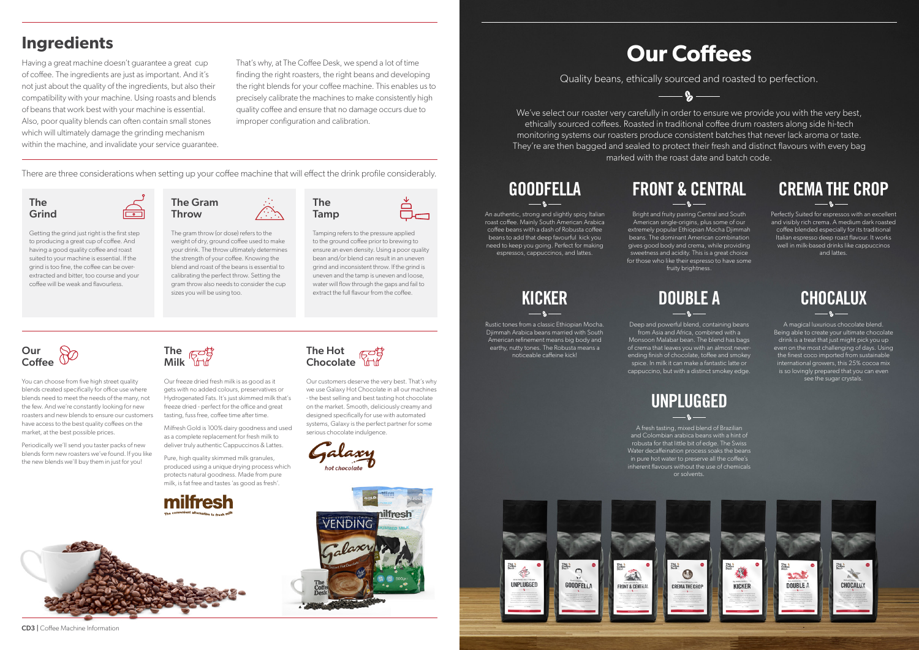## Ingredients

Having a great machine doesn't guarantee a great cup of coffee. The ingredients are just as important. And it's not just about the quality of the ingredients, but also their compatibility with your machine. Using roasts and blends of beans that work best with your machine is essential. Also, poor quality blends can often contain small stones which will ultimately damage the grinding mechanism within the machine, and invalidate your service guarantee.

That's why, at The Coffee Desk, we spend a lot of time finding the right roasters, the right beans and developing the right blends for your coffee machine. This enables us to precisely calibrate the machines to make consistently high quality coffee and ensure that no damage occurs due to improper configuration and calibration.

There are three considerations when setting up your coffee machine that will effect the drink profile considerably.

### The Grind

Getting the grind just right is the first step to producing a great cup of coffee. And having a good quality coffee and roast suited to your machine is essential. If the grind is too fine, the coffee can be over-extracted and bitter, too course and your coffee will be weak and flavourless.

### The Gram Throw

The gram throw (or dose) refers to the weight of dry, ground coffee used to make your drink. The throw ultimately determines the strength of your coffee. Knowing the blend and roast of the beans is essential to calibrating the perfect throw. Setting the gram throw also needs to consider the cup sizes you will be using too.

### The Tamp

Tamping refers to the pressure applied to the ground coffee prior to brewing to ensure an even density. Using a poor quality bean and/or blend can result in an uneven grind and inconsistent throw. If the grind is uneven and the tamp is uneven and loose, water will flow through the gaps and fail to extract the full flavour from the coffee.

### Our Coffee

You can choose from five high street quality blends created specifically for office use where blends need to meet the needs of the many, not the few. And we're constantly looking for new roasters and new blends to ensure our customers have access to the best quality coffees on the market, at the best possible prices.

Periodically we'll send you taster packs of new blends form new roasters we've found. If you like the new blends we'll buy them in just for you!

### The Milk

Our freeze dried fresh milk is as good as it gets with no added colours, preservatives or Hydrogenated Fats. It's just skimmed milk that's freeze dried - perfect for the office and great tasting, fuss free, coffee time after time.

Milfresh Gold is 100% dairy goodness and used as a complete replacement for fresh milk to deliver truly authentic Cappuccinos & Lattes.

Pure, high quality skimmed milk granules, produced using a unique drying process which protects natural goodness. Made from pure milk, is fat free and tastes 'as good as fresh'.

### The Hot Chocolate

Our customers deserve the very best. That's why we use Galaxy Hot Chocolate in all our machines - the best selling and best tasting hot chocolate on the market. Smooth, deliciously creamy and designed specifically for use with automated systems, Galaxy is the perfect partner for some serious chocolate indulgence.

## Our Coffees

Quality beans, ethically sourced and roasted to perfection.

We've select our roaster very carefully in order to ensure we provide you with the very best, ethically sourced coffees. Roasted in traditional coffee drum roasters along side hi-tech monitoring systems our roasters produce consistent batches that never lack aroma or taste. They're are then bagged and sealed to protect their fresh and distinct flavours with every bag marked with the roast date and batch code.

### GOODFELLA

An authentic, strong and slightly spicy Italian roast coffee. Mainly South American Arabica coffee beans with a dash of Robusta coffee beans to add that deep favourful kick you need to keep you going. Perfect for making espressos, cappuccinos, and lattes.

### FRONT & CENTRAL

Bright and fruity pairing Central and South American single-origins, plus some of our extremely popular Ethiopian Mocha Djimmah beans. The dominant American combination gives good body and crema, while providing sweetness and acidity. This is a great choice for those who like their espresso to have some fruity brightness.

### CREMA THE CROP

Perfectly Suited for espressos with an excellent and visibly rich crema. A medium dark roasted coffee blended especially for its traditional Italian espresso deep roast flavour. It works well in milk-based drinks like cappuccinos and lattes.

### KICKER

Rustic tones from a classic Ethiopian Mocha. Djimmah Arabica beans married with South American refinement means big body and earthy, nutty tones. The Robusta means a noticeable caffeine kick!

### DOUBLE A

Deep and powerful blend, containing beans from Asia and Africa, combined with a Monsoon Malabar bean. The blend has bags of crema that leaves you with an almost never-ending finish of chocolate, toffee and smokey spice. In milk it can make a fantastic latte or cappuccino, but with a distinct smokey edge.

### CHOCALUX

A magical luxurious chocolate blend. Being able to create your ultimate chocolate drink is a treat that just might pick you up even on the most challenging of days. Using the finest coco imported from sustainable international growers, this 25% cocoa mix is so lovingly prepared that you can even see the sugar crystals.

### UNPLUGGED

A fresh tasting, mixed blend of Brazilian and Colombian arabica beans with a hint of robusta for that little bit of edge. The Swiss Water decaffeination process soaks the beans in pure hot water to preserve all the coffee's inherent flavours without the use of chemicals or solvents.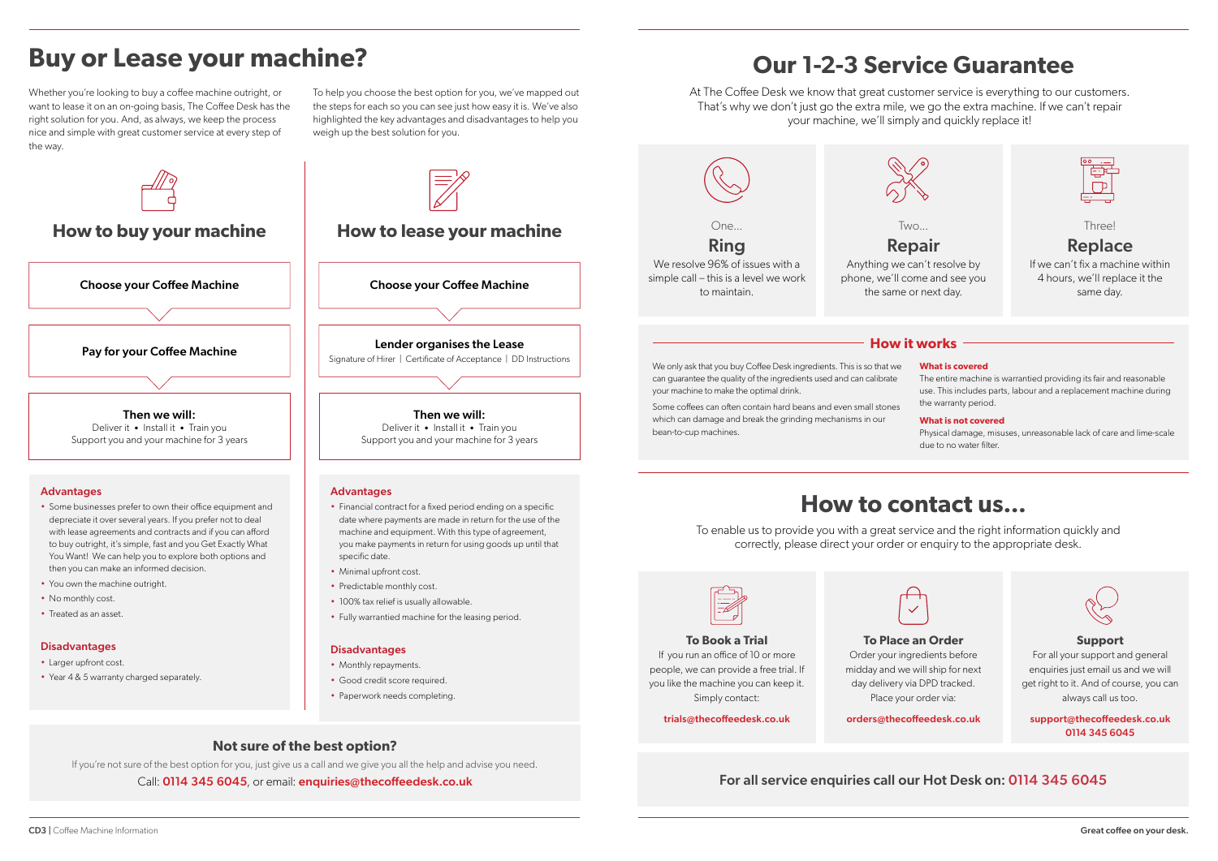# Buy or Lease your machine?

Whether you're looking to buy a coffee machine outright, or want to lease it on an on-going basis, The Coffee Desk has the right solution for you. And, as always, we keep the process nice and simple with great customer service at every step of the way.

To help you choose the best option for you, we've mapped out the steps for each so you can see just how easy it is. We've also highlighted the key advantages and disadvantages to help you weigh up the best solution for you.

## How to buy your machine

**Choose your Coffee Machine**

**Pay for your Coffee Machine**

**Then we will:**
Deliver it • Install it • Train you
Support you and your machine for 3 years

### Advantages

- Some businesses prefer to own their office equipment and depreciate it over several years. If you prefer not to deal with lease agreements and contracts and if you can afford to buy outright, it's simple, fast and you Get Exactly What You Want! We can help you to explore both options and then you can make an informed decision.
- You own the machine outright.
- No monthly cost.
- Treated as an asset.

### Disadvantages

- Larger upfront cost.
- Year 4 & 5 warranty charged separately.

## How to lease your machine

**Choose your Coffee Machine**

**Lender organises the Lease**
Signature of Hirer | Certificate of Acceptance | DD Instructions

**Then we will:**
Deliver it • Install it • Train you
Support you and your machine for 3 years

### Advantages

- Financial contract for a fixed period ending on a specific date where payments are made in return for the use of the machine and equipment. With this type of agreement, you make payments in return for using goods up until that specific date.
- Minimal upfront cost.
- Predictable monthly cost.
- 100% tax relief is usually allowable.
- Fully warrantied machine for the leasing period.

### Disadvantages

- Monthly repayments.
- Good credit score required.
- Paperwork needs completing.

### Not sure of the best option?

If you're not sure of the best option for you, just give us a call and we give you all the help and advise you need.

Call: 0114 345 6045, or email: enquiries@thecoffeedesk.co.uk

# Our 1-2-3 Service Guarantee

At The Coffee Desk we know that great customer service is everything to our customers. That's why we don't just go the extra mile, we go the extra machine. If we can't repair your machine, we'll simply and quickly replace it!

One...

**Ring**

We resolve 96% of issues with a simple call – this is a level we work to maintain.

Two...

**Repair**

Anything we can't resolve by phone, we'll come and see you the same or next day.

Three!

**Replace**

If we can't fix a machine within 4 hours, we'll replace it the same day.

## How it works

We only ask that you buy Coffee Desk ingredients. This is so that we can guarantee the quality of the ingredients used and can calibrate your machine to make the optimal drink.

Some coffees can often contain hard beans and even small stones which can damage and break the grinding mechanisms in our bean-to-cup machines.

**What is covered**

The entire machine is warrantied providing its fair and reasonable use. This includes parts, labour and a replacement machine during the warranty period.

**What is not covered**

Physical damage, misuses, unreasonable lack of care and lime-scale due to no water filter.

# How to contact us...

To enable us to provide you with a great service and the right information quickly and correctly, please direct your order or enquiry to the appropriate desk.

**To Book a Trial**

If you run an office of 10 or more people, we can provide a free trial. If you like the machine you can keep it. Simply contact:

trials@thecoffeedesk.co.uk

**To Place an Order**

Order your ingredients before midday and we will ship for next day delivery via DPD tracked. Place your order via:

orders@thecoffeedesk.co.uk

**Support**

For all your support and general enquiries just email us and we will get right to it. And of course, you can always call us too.

support@thecoffeedesk.co.uk
0114 345 6045

**For all service enquiries call our Hot Desk on: 0114 345 6045**